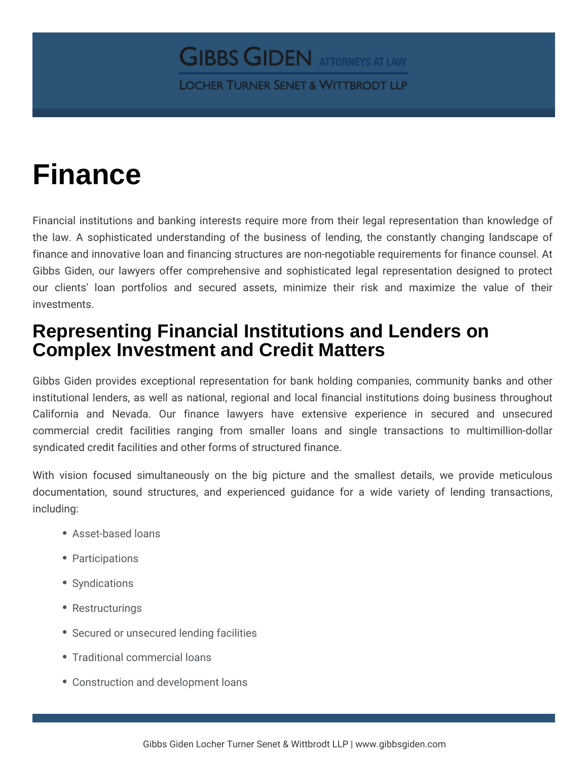# Finance

Financial institutions and banking interests require more from their legal representation than knowledge of the law. A sophisticated understanding of the business of lending, the constantly changing landscape of finance and innovative loan and financing structures are non-negotiable requirements for finance counsel. At Gibbs Giden, our lawyers offer comprehensive and sophisticated legal representation designed to protect our clients' loan portfolios and secured assets, minimize their risk and maximize the value of their investments.

## Representing Financial Institutions and Lenders on Complex Investment and Credit Matters

Gibbs Giden provides exceptional representation for bank holding companies, community banks and other institutional lenders, as well as national, regional and local financial institutions doing business throughout California and Nevada. Our finance lawyers have extensive experience in secured and unsecured commercial credit facilities ranging from smaller loans and single transactions to multimillion-dollar syndicated credit facilities and other forms of structured finance.

With vision focused simultaneously on the big picture and the smallest details, we provide meticulous documentation, sound structures, and experienced guidance for a wide variety of lending transactions, including:

- Asset-based loans
- Participations
- Syndications
- Restructurings
- Secured or unsecured lending facilities
- Traditional commercial loans
- Construction and development loans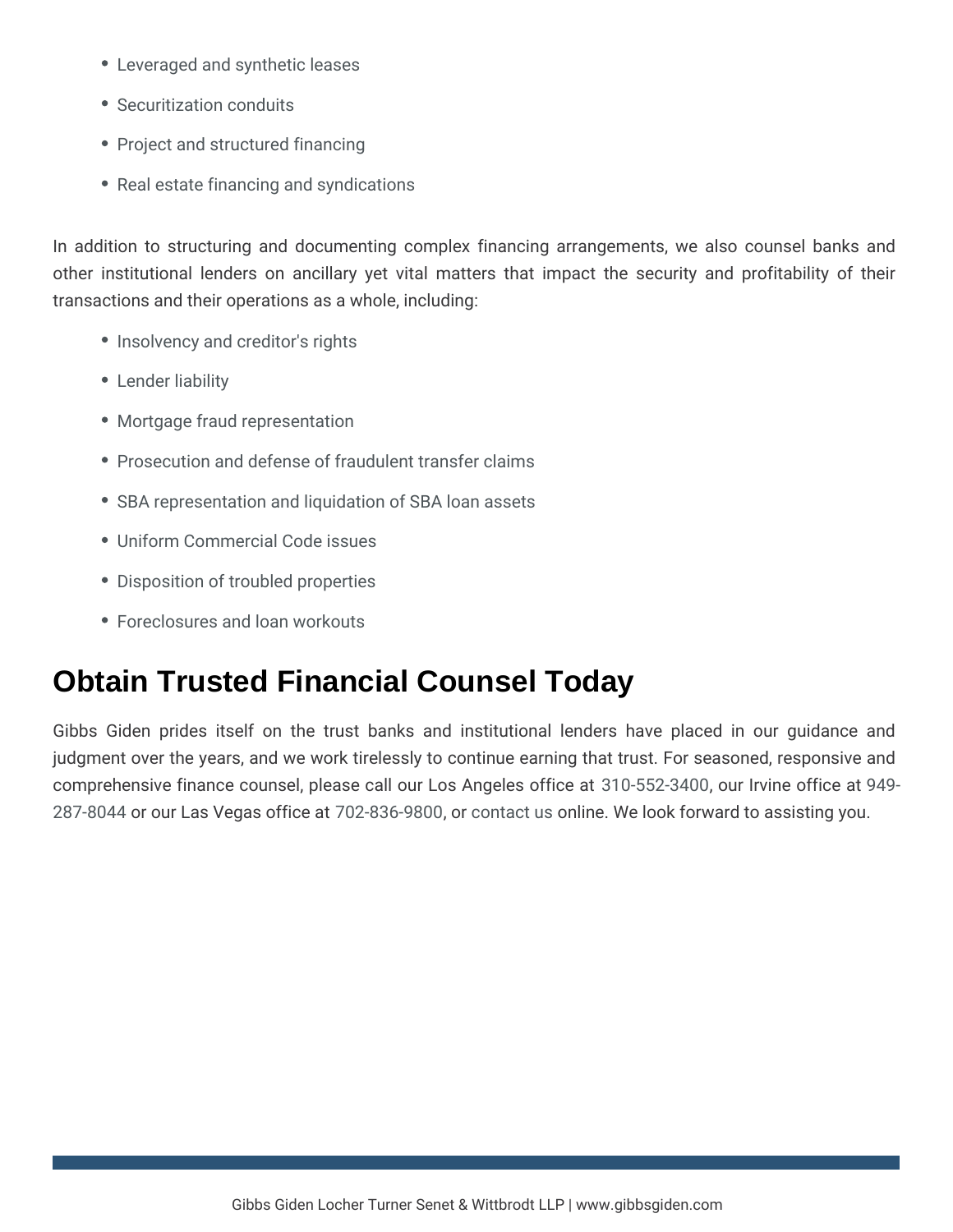- Leveraged and synthetic leases
- Securitization conduits
- Project and structured financing
- Real estate financing and syndications

In addition to structuring and documenting complex financing arrangements, we also counsel banks and other institutional lenders on ancillary yet vital matters that impact the security and profitability of their transactions and their operations as a whole, including:

- Insolvency and creditor's rights
- Lender liability
- Mortgage fraud representation
- Prosecution and defense of fraudulent transfer claims
- SBA representation and liquidation of SBA loan assets
- Uniform Commercial Code issues
- Disposition of troubled properties
- Foreclosures and loan workouts

## Obtain Trusted Financial Counsel Today

Gibbs Giden prides itself on the trust banks and institutional lenders have placed in our guidance and judgment over the years, and we work tirelessly to continue earning that trust. For seasoned, responsive and comprehensive finance counsel, please call our Los Angeles office at 310-552-3400, our Irvine office at 949-287-8044 or our Las Vegas office at 702-836-9800, or contact us online. We look forward to assisting you.